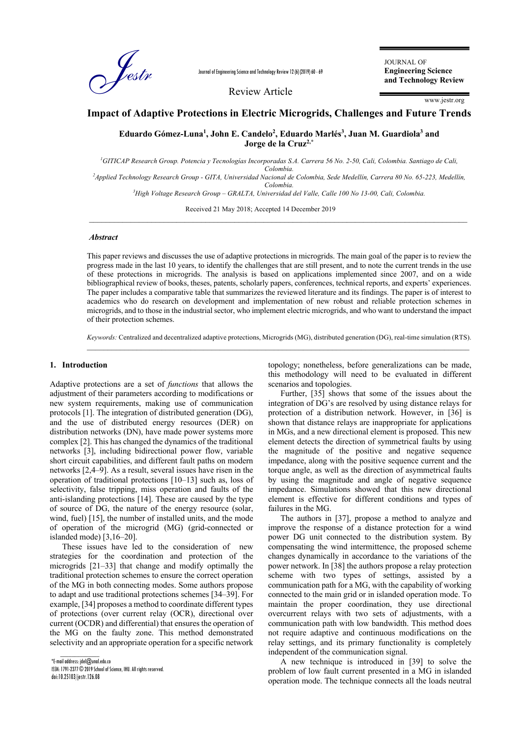Review Article

# Impact of Adaptive Protections in Electric Microgrids, Challenges and Future Trends

**Eduardo Gómez-Luna[1], John E. Candelo[2], Eduardo Marlés[3], Juan M. Guardiola[3] and Jorge de la Cruz[2,*]**

*[1]GITICAP Research Group. Potencia y Tecnologías Incorporadas S.A. Carrera 56 No. 2-50, Cali, Colombia. Santiago de Cali, Colombia.*
*[2]Applied Technology Research Group - GITA, Universidad Nacional de Colombia, Sede Medellín, Carrera 80 No. 65-223, Medellín, Colombia.*
*[3]High Voltage Research Group – GRALTA, Universidad del Valle, Calle 100 No 13-00, Cali, Colombia.*

Received 21 May 2018; Accepted 14 December 2019

### *Abstract*

This paper reviews and discusses the use of adaptive protections in microgrids. The main goal of the paper is to review the progress made in the last 10 years, to identify the challenges that are still present, and to note the current trends in the use of these protections in microgrids. The analysis is based on applications implemented since 2007, and on a wide bibliographical review of books, theses, patents, scholarly papers, conferences, technical reports, and experts' experiences. The paper includes a comparative table that summarizes the reviewed literature and its findings. The paper is of interest to academics who do research on development and implementation of new robust and reliable protection schemes in microgrids, and to those in the industrial sector, who implement electric microgrids, and who want to understand the impact of their protection schemes.

*Keywords:* Centralized and decentralized adaptive protections, Microgrids (MG), distributed generation (DG), real-time simulation (RTS).

## 1. Introduction

Adaptive protections are a set of *functions* that allows the adjustment of their parameters according to modifications or new system requirements, making use of communication protocols [1]. The integration of distributed generation (DG), and the use of distributed energy resources (DER) on distribution networks (DN), have made power systems more complex [2]. This has changed the dynamics of the traditional networks [3], including bidirectional power flow, variable short circuit capabilities, and different fault paths on modern networks [2,4–9]. As a result, several issues have risen in the operation of traditional protections [10–13] such as, loss of selectivity, false tripping, miss operation and faults of the anti-islanding protections [14]. These are caused by the type of source of DG, the nature of the energy resource (solar, wind, fuel) [15], the number of installed units, and the mode of operation of the microgrid (MG) (grid-connected or islanded mode) [3,16–20].

These issues have led to the consideration of new strategies for the coordination and protection of the microgrids [21–33] that change and modify optimally the traditional protection schemes to ensure the correct operation of the MG in both connecting modes. Some authors propose to adapt and use traditional protections schemes [34–39]. For example, [34] proposes a method to coordinate different types of protections (over current relay (OCR), directional over current (OCDR) and differential) that ensures the operation of the MG on the faulty zone. This method demonstrated selectivity and an appropriate operation for a specific network topology; nonetheless, before generalizations can be made, this methodology will need to be evaluated in different scenarios and topologies.

Further, [35] shows that some of the issues about the integration of DG's are resolved by using distance relays for protection of a distribution network. However, in [36] is shown that distance relays are inappropriate for applications in MGs, and a new directional element is proposed. This new element detects the direction of symmetrical faults by using the magnitude of the positive and negative sequence impedance, along with the positive sequence current and the torque angle, as well as the direction of asymmetrical faults by using the magnitude and angle of negative sequence impedance. Simulations showed that this new directional element is effective for different conditions and types of failures in the MG.

The authors in [37], propose a method to analyze and improve the response of a distance protection for a wind power DG unit connected to the distribution system. By compensating the wind intermittence, the proposed scheme changes dynamically in accordance to the variations of the power network. In [38] the authors propose a relay protection scheme with two types of settings, assisted by a communication path for a MG, with the capability of working connected to the main grid or in islanded operation mode. To maintain the proper coordination, they use directional overcurrent relays with two sets of adjustments, with a communication path with low bandwidth. This method does not require adaptive and continuous modifications on the relay settings, and its primary functionality is completely independent of the communication signal.

A new technique is introduced in [39] to solve the problem of low fault current presented in a MG in islanded operation mode. The technique connects all the loads neutral

*E-mail address: jdel@unal.edu.co
ISSN: 1791-2377 © 2019 School of Science, IHU. All rights reserved.
doi:10.25103/jestr.126.08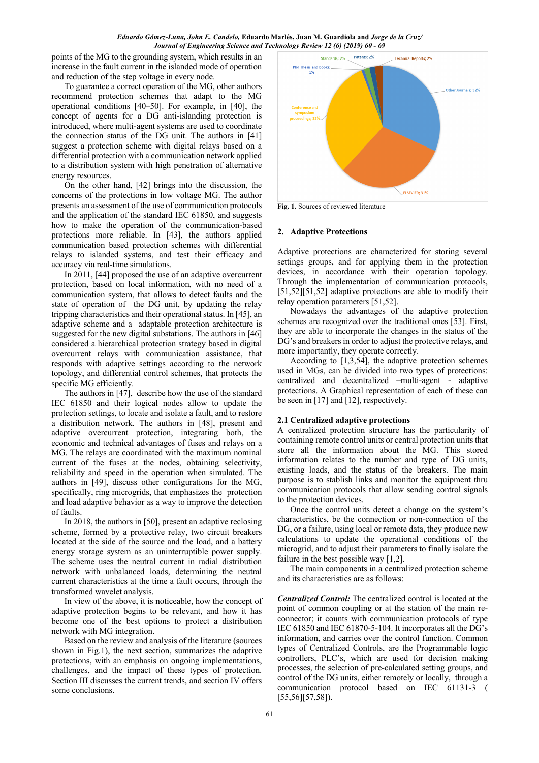points of the MG to the grounding system, which results in an increase in the fault current in the islanded mode of operation and reduction of the step voltage in every node.

To guarantee a correct operation of the MG, other authors recommend protection schemes that adapt to the MG operational conditions [40–50]. For example, in [40], the concept of agents for a DG anti-islanding protection is introduced, where multi-agent systems are used to coordinate the connection status of the DG unit. The authors in [41] suggest a protection scheme with digital relays based on a differential protection with a communication network applied to a distribution system with high penetration of alternative energy resources.

On the other hand, [42] brings into the discussion, the concerns of the protections in low voltage MG. The author presents an assessment of the use of communication protocols and the application of the standard IEC 61850, and suggests how to make the operation of the communication-based protections more reliable. In [43], the authors applied communication based protection schemes with differential relays to islanded systems, and test their efficacy and accuracy via real-time simulations.

In 2011, [44] proposed the use of an adaptive overcurrent protection, based on local information, with no need of a communication system, that allows to detect faults and the state of operation of the DG unit, by updating the relay tripping characteristics and their operational status. In [45], an adaptive scheme and a adaptable protection architecture is suggested for the new digital substations. The authors in [46] considered a hierarchical protection strategy based in digital overcurrent relays with communication assistance, that responds with adaptive settings according to the network topology, and differential control schemes, that protects the specific MG efficiently.

The authors in [47], describe how the use of the standard IEC 61850 and their logical nodes allow to update the protection settings, to locate and isolate a fault, and to restore a distribution network. The authors in [48], present and adaptive overcurrent protection, integrating both, the economic and technical advantages of fuses and relays on a MG. The relays are coordinated with the maximum nominal current of the fuses at the nodes, obtaining selectivity, reliability and speed in the operation when simulated. The authors in [49], discuss other configurations for the MG, specifically, ring microgrids, that emphasizes the protection and load adaptive behavior as a way to improve the detection of faults.

In 2018, the authors in [50], present an adaptive reclosing scheme, formed by a protective relay, two circuit breakers located at the side of the source and the load, and a battery energy storage system as an uninterruptible power supply. The scheme uses the neutral current in radial distribution network with unbalanced loads, determining the neutral current characteristics at the time a fault occurs, through the transformed wavelet analysis.

In view of the above, it is noticeable, how the concept of adaptive protection begins to be relevant, and how it has become one of the best options to protect a distribution network with MG integration.

Based on the review and analysis of the literature (sources shown in Fig.1), the next section, summarizes the adaptive protections, with an emphasis on ongoing implementations, challenges, and the impact of these types of protection. Section III discusses the current trends, and section IV offers some conclusions.

Standards; 2% Patents; 2% Technical Reports; 2% PhD Thesis and books; 1% Other Journals; 32% Conference and symposium proceedings; 32% ELSEVIER; 31%

**Fig. 1.** Sources of reviewed literature

## 2. Adaptive Protections

Adaptive protections are characterized for storing several settings groups, and for applying them in the protection devices, in accordance with their operation topology. Through the implementation of communication protocols, [51,52][51,52] adaptive protections are able to modify their relay operation parameters [51,52].

Nowadays the advantages of the adaptive protection schemes are recognized over the traditional ones [53]. First, they are able to incorporate the changes in the status of the DG's and breakers in order to adjust the protective relays, and more importantly, they operate correctly.

According to [1,3,54], the adaptive protection schemes used in MGs, can be divided into two types of protections: centralized and decentralized –multi-agent - adaptive protections. A Graphical representation of each of these can be seen in [17] and [12], respectively.

### 2.1 Centralized adaptive protections

A centralized protection structure has the particularity of containing remote control units or central protection units that store all the information about the MG. This stored information relates to the number and type of DG units, existing loads, and the status of the breakers. The main purpose is to stablish links and monitor the equipment thru communication protocols that allow sending control signals to the protection devices.

Once the control units detect a change on the system's characteristics, be the connection or non-connection of the DG, or a failure, using local or remote data, they produce new calculations to update the operational conditions of the microgrid, and to adjust their parameters to finally isolate the failure in the best possible way [1,2].

The main components in a centralized protection scheme and its characteristics are as follows:

***Centralized Control:*** The centralized control is located at the point of common coupling or at the station of the main re-connector; it counts with communication protocols of type IEC 61850 and IEC 61870-5-104. It incorporates all the DG's information, and carries over the control function. Common types of Centralized Controls, are the Programmable logic controllers, PLC's, which are used for decision making processes, the selection of pre-calculated setting groups, and control of the DG units, either remotely or locally, through a communication protocol based on IEC 61131-3 ( [55,56][57,58]).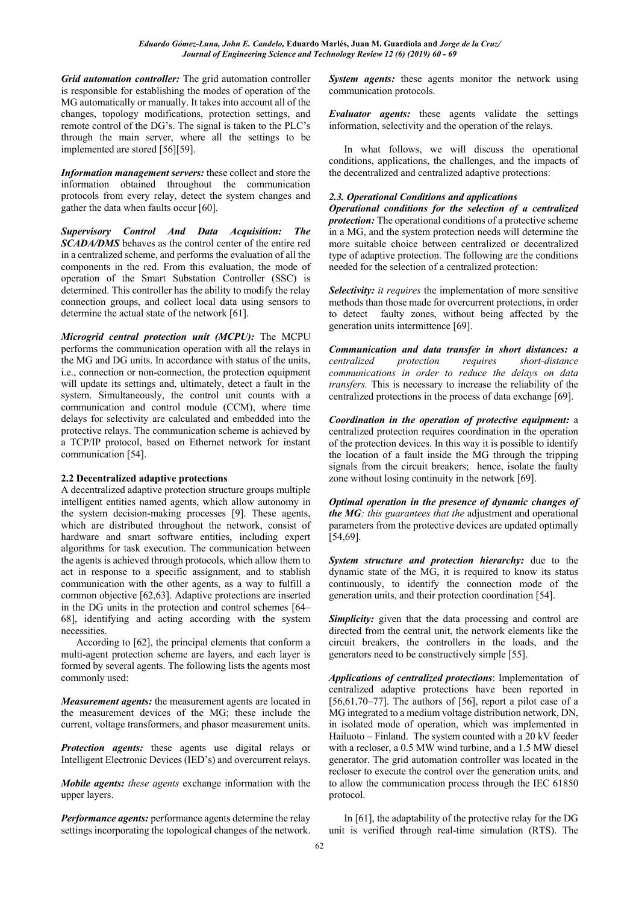***Grid automation controller:*** The grid automation controller is responsible for establishing the modes of operation of the MG automatically or manually. It takes into account all of the changes, topology modifications, protection settings, and remote control of the DG's. The signal is taken to the PLC's through the main server, where all the settings to be implemented are stored [56][59].

***Information management servers:*** these collect and store the information obtained throughout the communication protocols from every relay, detect the system changes and gather the data when faults occur [60].

***Supervisory Control And Data Acquisition: The SCADA/DMS*** behaves as the control center of the entire red in a centralized scheme, and performs the evaluation of all the components in the red. From this evaluation, the mode of operation of the Smart Substation Controller (SSC) is determined. This controller has the ability to modify the relay connection groups, and collect local data using sensors to determine the actual state of the network [61].

***Microgrid central protection unit (MCPU):*** The MCPU performs the communication operation with all the relays in the MG and DG units. In accordance with status of the units, i.e., connection or non-connection, the protection equipment will update its settings and, ultimately, detect a fault in the system. Simultaneously, the control unit counts with a communication and control module (CCM), where time delays for selectivity are calculated and embedded into the protective relays. The communication scheme is achieved by a TCP/IP protocol, based on Ethernet network for instant communication [54].

**2.2 Decentralized adaptive protections**

A decentralized adaptive protection structure groups multiple intelligent entities named agents, which allow autonomy in the system decision-making processes [9]. These agents, which are distributed throughout the network, consist of hardware and smart software entities, including expert algorithms for task execution. The communication between the agents is achieved through protocols, which allow them to act in response to a specific assignment, and to stablish communication with the other agents, as a way to fulfill a common objective [62,63]. Adaptive protections are inserted in the DG units in the protection and control schemes [64–68], identifying and acting according with the system necessities.

According to [62], the principal elements that conform a multi-agent protection scheme are layers, and each layer is formed by several agents. The following lists the agents most commonly used:

***Measurement agents:*** the measurement agents are located in the measurement devices of the MG; these include the current, voltage transformers, and phasor measurement units.

***Protection agents:*** these agents use digital relays or Intelligent Electronic Devices (IED's) and overcurrent relays.

***Mobile agents:*** *these agents* exchange information with the upper layers.

***Performance agents:*** performance agents determine the relay settings incorporating the topological changes of the network.

***System agents:*** these agents monitor the network using communication protocols.

***Evaluator agents:*** these agents validate the settings information, selectivity and the operation of the relays.

In what follows, we will discuss the operational conditions, applications, the challenges, and the impacts of the decentralized and centralized adaptive protections:

### *2.3. Operational Conditions and applications*

***Operational conditions for the selection of a centralized protection:*** The operational conditions of a protective scheme in a MG, and the system protection needs will determine the more suitable choice between centralized or decentralized type of adaptive protection. The following are the conditions needed for the selection of a centralized protection:

***Selectivity:*** *it requires* the implementation of more sensitive methods than those made for overcurrent protections, in order to detect faulty zones, without being affected by the generation units intermittence [69].

***Communication and data transfer in short distances:*** *a centralized protection requires short-distance communications in order to reduce the delays on data transfers.* This is necessary to increase the reliability of the centralized protections in the process of data exchange [69].

***Coordination in the operation of protective equipment:*** a centralized protection requires coordination in the operation of the protection devices. In this way it is possible to identify the location of a fault inside the MG through the tripping signals from the circuit breakers; hence, isolate the faulty zone without losing continuity in the network [69].

***Optimal operation in the presence of dynamic changes of the MG****: this guarantees that the* adjustment and operational parameters from the protective devices are updated optimally [54,69].

***System structure and protection hierarchy:*** due to the dynamic state of the MG, it is required to know its status continuously, to identify the connection mode of the generation units, and their protection coordination [54].

***Simplicity:*** given that the data processing and control are directed from the central unit, the network elements like the circuit breakers, the controllers in the loads, and the generators need to be constructively simple [55].

***Applications of centralized protections***: Implementation of centralized adaptive protections have been reported in [56,61,70–77]. The authors of [56], report a pilot case of a MG integrated to a medium voltage distribution network, DN, in isolated mode of operation, which was implemented in Hailuoto – Finland. The system counted with a 20 kV feeder with a recloser, a 0.5 MW wind turbine, and a 1.5 MW diesel generator. The grid automation controller was located in the recloser to execute the control over the generation units, and to allow the communication process through the IEC 61850 protocol.

In [61], the adaptability of the protective relay for the DG unit is verified through real-time simulation (RTS). The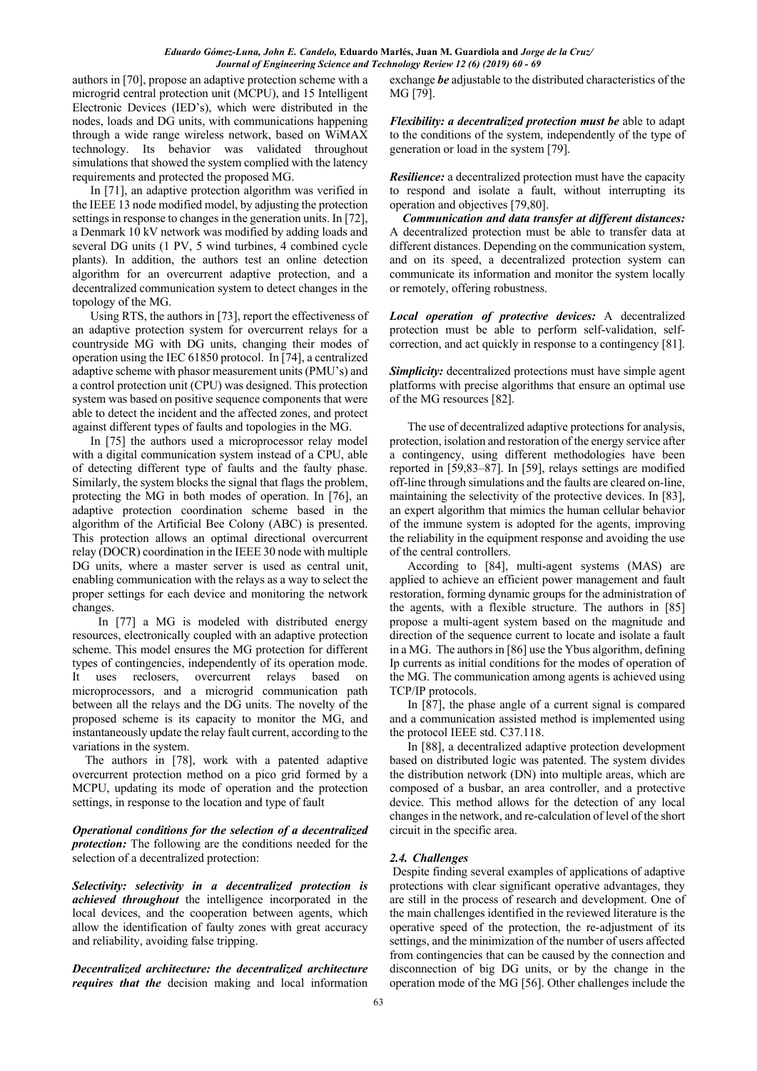authors in [70], propose an adaptive protection scheme with a microgrid central protection unit (MCPU), and 15 Intelligent Electronic Devices (IED's), which were distributed in the nodes, loads and DG units, with communications happening through a wide range wireless network, based on WiMAX technology. Its behavior was validated throughout simulations that showed the system complied with the latency requirements and protected the proposed MG.

In [71], an adaptive protection algorithm was verified in the IEEE 13 node modified model, by adjusting the protection settings in response to changes in the generation units. In [72], a Denmark 10 kV network was modified by adding loads and several DG units (1 PV, 5 wind turbines, 4 combined cycle plants). In addition, the authors test an online detection algorithm for an overcurrent adaptive protection, and a decentralized communication system to detect changes in the topology of the MG.

Using RTS, the authors in [73], report the effectiveness of an adaptive protection system for overcurrent relays for a countryside MG with DG units, changing their modes of operation using the IEC 61850 protocol. In [74], a centralized adaptive scheme with phasor measurement units (PMU's) and a control protection unit (CPU) was designed. This protection system was based on positive sequence components that were able to detect the incident and the affected zones, and protect against different types of faults and topologies in the MG.

In [75] the authors used a microprocessor relay model with a digital communication system instead of a CPU, able of detecting different type of faults and the faulty phase. Similarly, the system blocks the signal that flags the problem, protecting the MG in both modes of operation. In [76], an adaptive protection coordination scheme based in the algorithm of the Artificial Bee Colony (ABC) is presented. This protection allows an optimal directional overcurrent relay (DOCR) coordination in the IEEE 30 node with multiple DG units, where a master server is used as central unit, enabling communication with the relays as a way to select the proper settings for each device and monitoring the network changes.

In [77] a MG is modeled with distributed energy resources, electronically coupled with an adaptive protection scheme. This model ensures the MG protection for different types of contingencies, independently of its operation mode. It uses reclosers, overcurrent relays based on microprocessors, and a microgrid communication path between all the relays and the DG units. The novelty of the proposed scheme is its capacity to monitor the MG, and instantaneously update the relay fault current, according to the variations in the system.

The authors in [78], work with a patented adaptive overcurrent protection method on a pico grid formed by a MCPU, updating its mode of operation and the protection settings, in response to the location and type of fault

***Operational conditions for the selection of a decentralized protection:*** The following are the conditions needed for the selection of a decentralized protection:

***Selectivity: selectivity in a decentralized protection is achieved throughout*** the intelligence incorporated in the local devices, and the cooperation between agents, which allow the identification of faulty zones with great accuracy and reliability, avoiding false tripping.

***Decentralized architecture: the decentralized architecture requires that the*** decision making and local information exchange ***be*** adjustable to the distributed characteristics of the MG [79].

***Flexibility: a decentralized protection must be*** able to adapt to the conditions of the system, independently of the type of generation or load in the system [79].

***Resilience:*** a decentralized protection must have the capacity to respond and isolate a fault, without interrupting its operation and objectives [79,80].

***Communication and data transfer at different distances:*** A decentralized protection must be able to transfer data at different distances. Depending on the communication system, and on its speed, a decentralized protection system can communicate its information and monitor the system locally or remotely, offering robustness.

***Local operation of protective devices:*** A decentralized protection must be able to perform self-validation, self-correction, and act quickly in response to a contingency [81].

***Simplicity:*** decentralized protections must have simple agent platforms with precise algorithms that ensure an optimal use of the MG resources [82].

The use of decentralized adaptive protections for analysis, protection, isolation and restoration of the energy service after a contingency, using different methodologies have been reported in [59,83–87]. In [59], relays settings are modified off-line through simulations and the faults are cleared on-line, maintaining the selectivity of the protective devices. In [83], an expert algorithm that mimics the human cellular behavior of the immune system is adopted for the agents, improving the reliability in the equipment response and avoiding the use of the central controllers.

According to [84], multi-agent systems (MAS) are applied to achieve an efficient power management and fault restoration, forming dynamic groups for the administration of the agents, with a flexible structure. The authors in [85] propose a multi-agent system based on the magnitude and direction of the sequence current to locate and isolate a fault in a MG. The authors in [86] use the Ybus algorithm, defining Ip currents as initial conditions for the modes of operation of the MG. The communication among agents is achieved using TCP/IP protocols.

In [87], the phase angle of a current signal is compared and a communication assisted method is implemented using the protocol IEEE std. C37.118.

In [88], a decentralized adaptive protection development based on distributed logic was patented. The system divides the distribution network (DN) into multiple areas, which are composed of a busbar, an area controller, and a protective device. This method allows for the detection of any local changes in the network, and re-calculation of level of the short circuit in the specific area.

### 2.4. Challenges

Despite finding several examples of applications of adaptive protections with clear significant operative advantages, they are still in the process of research and development. One of the main challenges identified in the reviewed literature is the operative speed of the protection, the re-adjustment of its settings, and the minimization of the number of users affected from contingencies that can be caused by the connection and disconnection of big DG units, or by the change in the operation mode of the MG [56]. Other challenges include the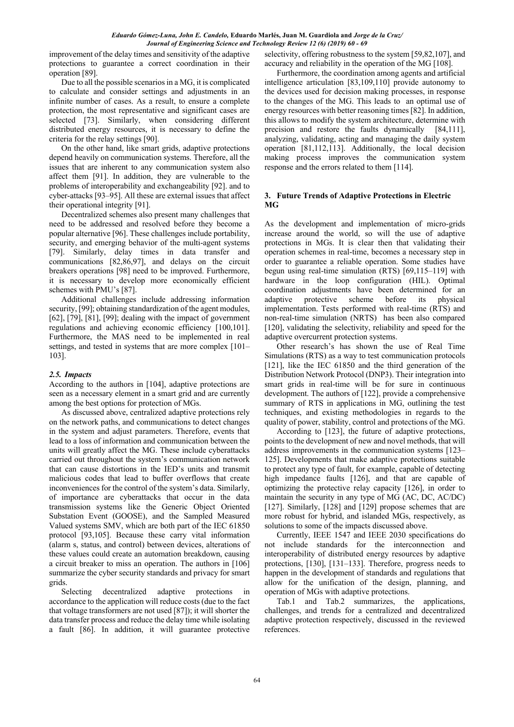improvement of the delay times and sensitivity of the adaptive protections to guarantee a correct coordination in their operation [89].

Due to all the possible scenarios in a MG, it is complicated to calculate and consider settings and adjustments in an infinite number of cases. As a result, to ensure a complete protection, the most representative and significant cases are selected [73]. Similarly, when considering different distributed energy resources, it is necessary to define the criteria for the relay settings [90].

On the other hand, like smart grids, adaptive protections depend heavily on communication systems. Therefore, all the issues that are inherent to any communication system also affect them [91]. In addition, they are vulnerable to the problems of interoperability and exchangeability [92]. and to cyber-attacks [93–95]. All these are external issues that affect their operational integrity [91].

Decentralized schemes also present many challenges that need to be addressed and resolved before they become a popular alternative [96]. These challenges include portability, security, and emerging behavior of the multi-agent systems [79]. Similarly, delay times in data transfer and communications [82,86,97], and delays on the circuit breakers operations [98] need to be improved. Furthermore, it is necessary to develop more economically efficient schemes with PMU's [87].

Additional challenges include addressing information security, [99]; obtaining standardization of the agent modules, [62], [79], [81], [99]; dealing with the impact of government regulations and achieving economic efficiency [100,101]. Furthermore, the MAS need to be implemented in real settings, and tested in systems that are more complex [101–103].

### *2.5. Impacts*

According to the authors in [104], adaptive protections are seen as a necessary element in a smart grid and are currently among the best options for protection of MGs.

As discussed above, centralized adaptive protections rely on the network paths, and communications to detect changes in the system and adjust parameters. Therefore, events that lead to a loss of information and communication between the units will greatly affect the MG. These include cyberattacks carried out throughout the system's communication network that can cause distortions in the IED's units and transmit malicious codes that lead to buffer overflows that create inconveniences for the control of the system's data. Similarly, of importance are cyberattacks that occur in the data transmission systems like the Generic Object Oriented Substation Event (GOOSE), and the Sampled Measured Valued systems SMV, which are both part of the IEC 61850 protocol [93,105]. Because these carry vital information (alarm s, status, and control) between devices, alterations of these values could create an automation breakdown, causing a circuit breaker to miss an operation. The authors in [106] summarize the cyber security standards and privacy for smart grids.

Selecting decentralized adaptive protections in accordance to the application will reduce costs (due to the fact that voltage transformers are not used [87]); it will shorter the data transfer process and reduce the delay time while isolating a fault [86]. In addition, it will guarantee protective selectivity, offering robustness to the system [59,82,107], and accuracy and reliability in the operation of the MG [108].

Furthermore, the coordination among agents and artificial intelligence articulation [83,109,110] provide autonomy to the devices used for decision making processes, in response to the changes of the MG. This leads to an optimal use of energy resources with better reasoning times [82]. In addition, this allows to modify the system architecture, determine with precision and restore the faults dynamically [84,111], analyzing, validating, acting and managing the daily system operation [81,112,113]. Additionally, the local decision making process improves the communication system response and the errors related to them [114].

## 3. Future Trends of Adaptive Protections in Electric MG

As the development and implementation of micro-grids increase around the world, so will the use of adaptive protections in MGs. It is clear then that validating their operation schemes in real-time, becomes a necessary step in order to guarantee a reliable operation. Some studies have begun using real-time simulation (RTS) [69,115–119] with hardware in the loop configuration (HIL). Optimal coordination adjustments have been determined for an adaptive protective scheme before its physical implementation. Tests performed with real-time (RTS) and non-real-time simulation (NRTS) has been also compared [120], validating the selectivity, reliability and speed for the adaptive overcurrent protection systems.

Other research's has shown the use of Real Time Simulations (RTS) as a way to test communication protocols [121], like the IEC 61850 and the third generation of the Distribution Network Protocol (DNP3). Their integration into smart grids in real-time will be for sure in continuous development. The authors of [122], provide a comprehensive summary of RTS in applications in MG, outlining the test techniques, and existing methodologies in regards to the quality of power, stability, control and protections of the MG.

According to [123], the future of adaptive protections, points to the development of new and novel methods, that will address improvements in the communication systems [123–125]. Developments that make adaptive protections suitable to protect any type of fault, for example, capable of detecting high impedance faults [126], and that are capable of optimizing the protective relay capacity [126], in order to maintain the security in any type of MG (AC, DC, AC/DC) [127]. Similarly, [128] and [129] propose schemes that are more robust for hybrid, and islanded MGs, respectively, as solutions to some of the impacts discussed above.

Currently, IEEE 1547 and IEEE 2030 specifications do not include standards for the interconnection and interoperability of distributed energy resources by adaptive protections, [130], [131–133]. Therefore, progress needs to happen in the development of standards and regulations that allow for the unification of the design, planning, and operation of MGs with adaptive protections.

Tab.1 and Tab.2 summarizes, the applications, challenges, and trends for a centralized and decentralized adaptive protection respectively, discussed in the reviewed references.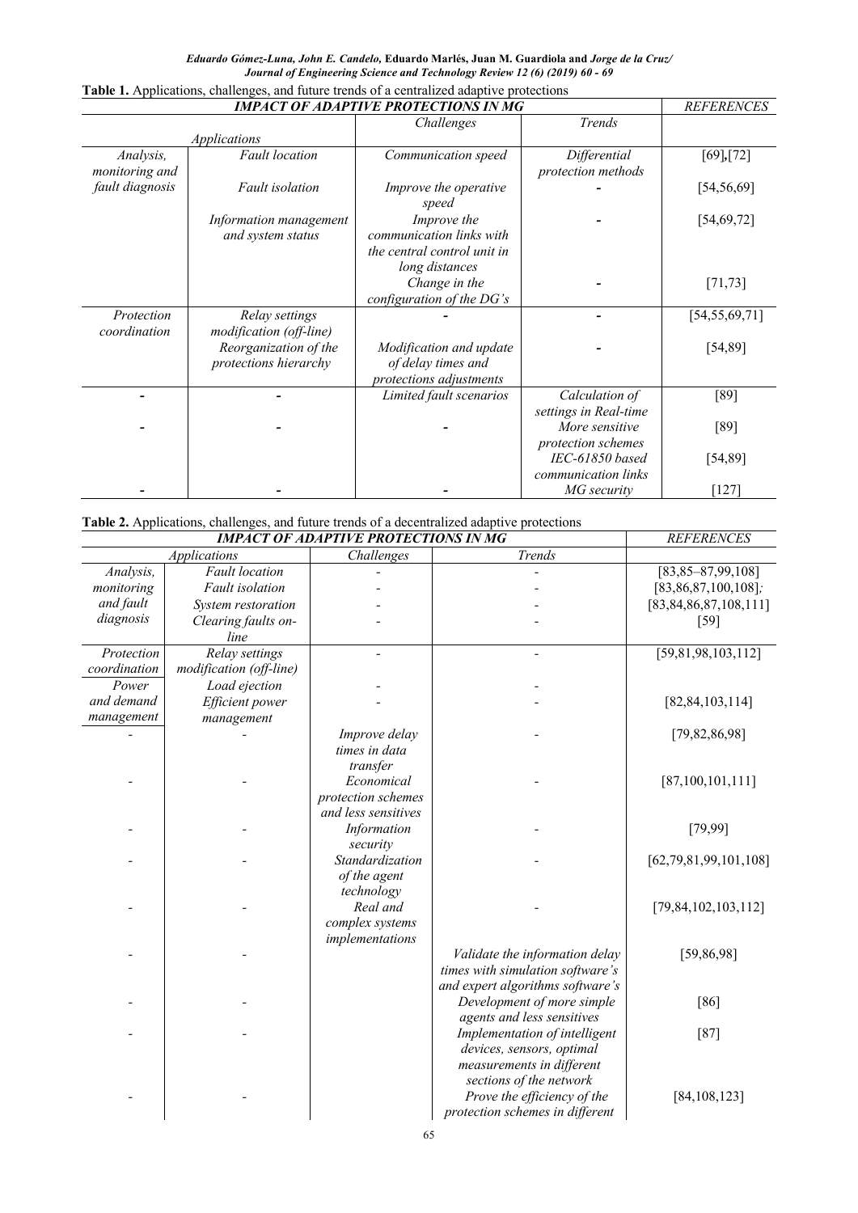**Table 1.** Applications, challenges, and future trends of a centralized adaptive protections

| *IMPACT OF ADAPTIVE PROTECTIONS IN MG* | | | | *REFERENCES* |
|---|---|---|---|---|
| *Applications* | | *Challenges* | *Trends* | |
| *Analysis, monitoring and fault diagnosis* | *Fault location* | *Communication speed* | *Differential protection methods* | [69],[72] |
| | *Fault isolation* | *Improve the operative speed* | - | [54,56,69] |
| | *Information management and system status* | *Improve the communication links with the central control unit in long distances* | - | [54,69,72] |
| | | *Change in the configuration of the DG's* | - | [71,73] |
| *Protection coordination* | *Relay settings modification (off-line)* | - | - | [54,55,69,71] |
| | *Reorganization of the protections hierarchy* | *Modification and update of delay times and protections adjustments* | - | [54,89] |
| - | - | *Limited fault scenarios* | *Calculation of settings in Real-time* | [89] |
| - | - | - | *More sensitive protection schemes* | [89] |
| | | | *IEC-61850 based communication links* | [54,89] |
| - | - | - | *MG security* | [127] |

**Table 2.** Applications, challenges, and future trends of a decentralized adaptive protections

| *IMPACT OF ADAPTIVE PROTECTIONS IN MG* | | | | *REFERENCES* |
|---|---|---|---|---|
| *Applications* | | *Challenges* | *Trends* | |
| *Analysis, monitoring and fault diagnosis* | *Fault location* | - | - | [83,85–87,99,108] |
| | *Fault isolation* | - | - | [83,86,87,100,108]; |
| | *System restoration* | - | - | [83,84,86,87,108,111] |
| | *Clearing faults on-line* | - | - | [59] |
| *Protection coordination* | *Relay settings modification (off-line)* | - | - | [59,81,98,103,112] |
| *Power and demand management* | *Load ejection* | - | - | |
| | *Efficient power management* | - | - | [82,84,103,114] |
| - | - | *Improve delay times in data transfer* | - | [79,82,86,98] |
| - | - | *Economical protection schemes and less sensitives* | - | [87,100,101,111] |
| - | - | *Information security* | - | [79,99] |
| - | - | *Standardization of the agent technology* | - | [62,79,81,99,101,108] |
| - | - | *Real and complex systems implementations* | - | [79,84,102,103,112] |
| - | - | | *Validate the information delay times with simulation software's and expert algorithms software's* | [59,86,98] |
| - | - | | *Development of more simple agents and less sensitives* | [86] |
| - | - | | *Implementation of intelligent devices, sensors, optimal measurements in different sections of the network* | [87] |
| - | - | | *Prove the efficiency of the protection schemes in different* | [84,108,123] |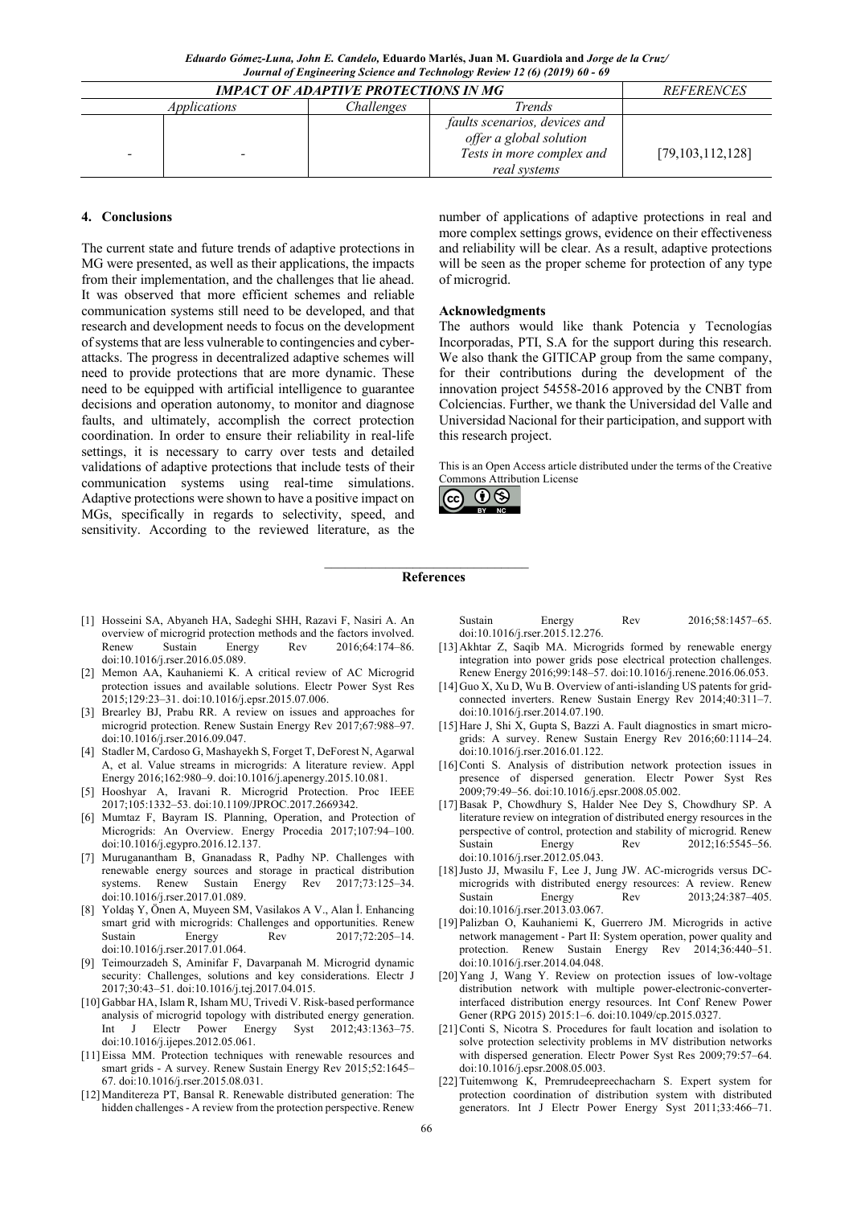| *IMPACT OF ADAPTIVE PROTECTIONS IN MG* | | | | *REFERENCES* |
|---|---|---|---|---|
| | *Applications* | *Challenges* | *Trends* | |
| - | - | | *faults scenarios, devices and offer a global solution* *Tests in more complex and real systems* | [79,103,112,128] |

## 4. Conclusions

The current state and future trends of adaptive protections in MG were presented, as well as their applications, the impacts from their implementation, and the challenges that lie ahead. It was observed that more efficient schemes and reliable communication systems still need to be developed, and that research and development needs to focus on the development of systems that are less vulnerable to contingencies and cyber-attacks. The progress in decentralized adaptive schemes will need to provide protections that are more dynamic. These need to be equipped with artificial intelligence to guarantee decisions and operation autonomy, to monitor and diagnose faults, and ultimately, accomplish the correct protection coordination. In order to ensure their reliability in real-life settings, it is necessary to carry over tests and detailed validations of adaptive protections that include tests of their communication systems using real-time simulations. Adaptive protections were shown to have a positive impact on MGs, specifically in regards to selectivity, speed, and sensitivity. According to the reviewed literature, as the number of applications of adaptive protections in real and more complex settings grows, evidence on their effectiveness and reliability will be clear. As a result, adaptive protections will be seen as the proper scheme for protection of any type of microgrid.

### Acknowledgments

The authors would like thank Potencia y Tecnologías Incorporadas, PTI, S.A for the support during this research. We also thank the GITICAP group from the same company, for their contributions during the development of the innovation project 54558-2016 approved by the CNBT from Colciencias. Further, we thank the Universidad del Valle and Universidad Nacional for their participation, and support with this research project.

This is an Open Access article distributed under the terms of the Creative Commons Attribution License

## References

[1] Hosseini SA, Abyaneh HA, Sadeghi SHH, Razavi F, Nasiri A. An overview of microgrid protection methods and the factors involved. Renew Sustain Energy Rev 2016;64:174–86. doi:10.1016/j.rser.2016.05.089.

[2] Memon AA, Kauhaniemi K. A critical review of AC Microgrid protection issues and available solutions. Electr Power Syst Res 2015;129:23–31. doi:10.1016/j.epsr.2015.07.006.

[3] Brearley BJ, Prabu RR. A review on issues and approaches for microgrid protection. Renew Sustain Energy Rev 2017;67:988–97. doi:10.1016/j.rser.2016.09.047.

[4] Stadler M, Cardoso G, Mashayekh S, Forget T, DeForest N, Agarwal A, et al. Value streams in microgrids: A literature review. Appl Energy 2016;162:980–9. doi:10.1016/j.apenergy.2015.10.081.

[5] Hooshyar A, Iravani R. Microgrid Protection. Proc IEEE 2017;105:1332–53. doi:10.1109/JPROC.2017.2669342.

[6] Mumtaz F, Bayram IS. Planning, Operation, and Protection of Microgrids: An Overview. Energy Procedia 2017;107:94–100. doi:10.1016/j.egypro.2016.12.137.

[7] Muruganantham B, Gnanadass R, Padhy NP. Challenges with renewable energy sources and storage in practical distribution systems. Renew Sustain Energy Rev 2017;73:125–34. doi:10.1016/j.rser.2017.01.089.

[8] Yoldaş Y, Önen A, Muyeen SM, Vasilakos A V., Alan İ. Enhancing smart grid with microgrids: Challenges and opportunities. Renew Sustain Energy Rev 2017;72:205–14. doi:10.1016/j.rser.2017.01.064.

[9] Teimourzadeh S, Aminifar F, Davarpanah M. Microgrid dynamic security: Challenges, solutions and key considerations. Electr J 2017;30:43–51. doi:10.1016/j.tej.2017.04.015.

[10] Gabbar HA, Islam R, Isham MU, Trivedi V. Risk-based performance analysis of microgrid topology with distributed energy generation. Int J Electr Power Energy Syst 2012;43:1363–75. doi:10.1016/j.ijepes.2012.05.061.

[11] Eissa MM. Protection techniques with renewable resources and smart grids - A survey. Renew Sustain Energy Rev 2015;52:1645–67. doi:10.1016/j.rser.2015.08.031.

[12] Manditereza PT, Bansal R. Renewable distributed generation: The hidden challenges - A review from the protection perspective. Renew Sustain Energy Rev 2016;58:1457–65. doi:10.1016/j.rser.2015.12.276.

[13] Akhtar Z, Saqib MA. Microgrids formed by renewable energy integration into power grids pose electrical protection challenges. Renew Energy 2016;99:148–57. doi:10.1016/j.renene.2016.06.053.

[14] Guo X, Xu D, Wu B. Overview of anti-islanding US patents for grid-connected inverters. Renew Sustain Energy Rev 2014;40:311–7. doi:10.1016/j.rser.2014.07.190.

[15] Hare J, Shi X, Gupta S, Bazzi A. Fault diagnostics in smart micro-grids: A survey. Renew Sustain Energy Rev 2016;60:1114–24. doi:10.1016/j.rser.2016.01.122.

[16] Conti S. Analysis of distribution network protection issues in presence of dispersed generation. Electr Power Syst Res 2009;79:49–56. doi:10.1016/j.epsr.2008.05.002.

[17] Basak P, Chowdhury S, Halder Nee Dey S, Chowdhury SP. A literature review on integration of distributed energy resources in the perspective of control, protection and stability of microgrid. Renew Sustain Energy Rev 2012;16:5545–56. doi:10.1016/j.rser.2012.05.043.

[18] Justo JJ, Mwasilu F, Lee J, Jung JW. AC-microgrids versus DC-microgrids with distributed energy resources: A review. Renew Sustain Energy Rev 2013;24:387–405. doi:10.1016/j.rser.2013.03.067.

[19] Palizban O, Kauhaniemi K, Guerrero JM. Microgrids in active network management - Part II: System operation, power quality and protection. Renew Sustain Energy Rev 2014;36:440–51. doi:10.1016/j.rser.2014.04.048.

[20] Yang J, Wang Y. Review on protection issues of low-voltage distribution network with multiple power-electronic-converter-interfaced distribution energy resources. Int Conf Renew Power Gener (RPG 2015) 2015:1–6. doi:10.1049/cp.2015.0327.

[21] Conti S, Nicotra S. Procedures for fault location and isolation to solve protection selectivity problems in MV distribution networks with dispersed generation. Electr Power Syst Res 2009;79:57–64. doi:10.1016/j.epsr.2008.05.003.

[22] Tuitemwong K, Premrudeepreechacharn S. Expert system for protection coordination of distribution system with distributed generators. Int J Electr Power Energy Syst 2011;33:466–71.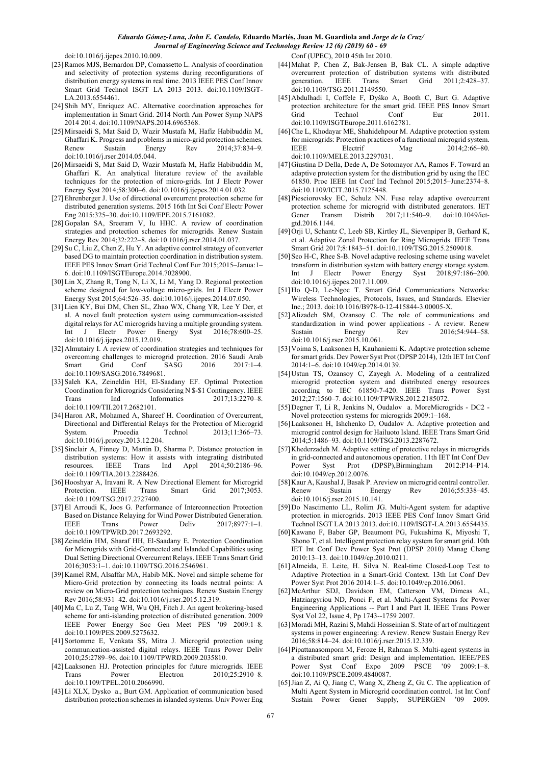doi:10.1016/j.ijepes.2010.10.009.

[23] Ramos MJS, Bernardon DP, Comassetto L. Analysis of coordination and selectivity of protection systems during reconfigurations of distribution energy systems in real time. 2013 IEEE PES Conf Innov Smart Grid Technol ISGT LA 2013 2013. doi:10.1109/ISGT-LA.2013.6554461.

[24] Shih MY, Enriquez AC. Alternative coordination approaches for implementation in Smart Grid. 2014 North Am Power Symp NAPS 2014 2014. doi:10.1109/NAPS.2014.6965368.

[25] Mirsaeidi S, Mat Said D, Wazir Mustafa M, Hafiz Habibuddin M, Ghaffari K. Progress and problems in micro-grid protection schemes. Renew Sustain Energy Rev 2014;37:834–9. doi:10.1016/j.rser.2014.05.044.

[26] Mirsaeidi S, Mat Said D, Wazir Mustafa M, Hafiz Habibuddin M, Ghaffari K. An analytical literature review of the available techniques for the protection of micro-grids. Int J Electr Power Energy Syst 2014;58:300–6. doi:10.1016/j.ijepes.2014.01.032.

[27] Ehrenberger J. Use of directional overcurrent protection scheme for distributed generation systems. 2015 16th Int Sci Conf Electr Power Eng 2015:325–30. doi:10.1109/EPE.2015.7161082.

[28] Gopalan SA, Sreeram V, Iu HHC. A review of coordination strategies and protection schemes for microgrids. Renew Sustain Energy Rev 2014;32:222–8. doi:10.1016/j.rser.2014.01.037.

[29] Su C, Liu Z, Chen Z, Hu Y. An adaptive control strategy of converter based DG to maintain protection coordination in distribution system. IEEE PES Innov Smart Grid Technol Conf Eur 2015;2015–Janua:1–6. doi:10.1109/ISGTEurope.2014.7028900.

[30] Lin X, Zhang R, Tong N, Li X, Li M, Yang D. Regional protection scheme designed for low-voltage micro-grids. Int J Electr Power Energy Syst 2015;64:526–35. doi:10.1016/j.ijepes.2014.07.050.

[31] Lien KY, Bui DM, Chen SL, Zhao WX, Chang YR, Lee Y Der, et al. A novel fault protection system using communication-assisted digital relays for AC microgrids having a multiple grounding system. Int J Electr Power Energy Syst 2016;78:600–25. doi:10.1016/j.ijepes.2015.12.019.

[32] Almutairy I. A review of coordination strategies and techniques for overcoming challenges to microgrid protection. 2016 Saudi Arab Smart Grid Conf SASG 2016 2017:1–4. doi:10.1109/SASG.2016.7849681.

[33] Saleh KA, Zeineldin HH, El-Saadany EF. Optimal Protection Coordination for Microgrids Considering N $-$1 Contingency. IEEE Trans Ind Informatics 2017;13:2270–8. doi:10.1109/TII.2017.2682101.

[34] Haron AR, Mohamed A, Shareef H. Coordination of Overcurrent, Directional and Differential Relays for the Protection of Microgrid System. Procedia Technol 2013;11:366–73. doi:10.1016/j.protcy.2013.12.204.

[35] Sinclair A, Finney D, Martin D, Sharma P. Distance protection in distribution systems: How it assists with integrating distributed resources. IEEE Trans Ind Appl 2014;50:2186–96. doi:10.1109/TIA.2013.2288426.

[36] Hooshyar A, Iravani R. A New Directional Element for Microgrid Protection. IEEE Trans Smart Grid 2017;3053. doi:10.1109/TSG.2017.2727400.

[37] El Arroudi K, Joos G. Performance of Interconnection Protection Based on Distance Relaying for Wind Power Distributed Generation. IEEE Trans Power Deliv 2017;8977:1–1. doi:10.1109/TPWRD.2017.2693292.

[38] Zeineldin HM, Sharaf HH, El-Saadany E. Protection Coordination for Microgrids with Grid-Connected and Islanded Capabilities using Dual Setting Directional Overcurrent Relays. IEEE Trans Smart Grid 2016;3053:1–1. doi:10.1109/TSG.2016.2546961.

[39] Kamel RM, Alsaffar MA, Habib MK. Novel and simple scheme for Micro-Grid protection by connecting its loads neutral points: A review on Micro-Grid protection techniques. Renew Sustain Energy Rev 2016;58:931–42. doi:10.1016/j.rser.2015.12.319.

[40] Ma C, Lu Z, Tang WH, Wu QH, Fitch J. An agent brokering-based scheme for anti-islanding protection of distributed generation. 2009 IEEE Power Energy Soc Gen Meet PES '09 2009:1–8. doi:10.1109/PES.2009.5275632.

[41] Sortomme E, Venkata SS, Mitra J. Microgrid protection using communication-assisted digital relays. IEEE Trans Power Deliv 2010;25:2789–96. doi:10.1109/TPWRD.2009.2035810.

[42] Laaksonen HJ. Protection principles for future microgrids. IEEE Trans Power Electron 2010;25:2910–8. doi:10.1109/TPEL.2010.2066990.

[43] Li XLX, Dysko a., Burt GM. Application of communication based distribution protection schemes in islanded systems. Univ Power Eng Conf (UPEC), 2010 45th Int 2010.

[44] Mahat P, Chen Z, Bak-Jensen B, Bak CL. A simple adaptive overcurrent protection of distribution systems with distributed generation. IEEE Trans Smart Grid 2011;2:428–37. doi:10.1109/TSG.2011.2149550.

[45] Abdulhadi I, Coffele F, Dyśko A, Booth C, Burt G. Adaptive protection architecture for the smart grid. IEEE PES Innov Smart Grid Technol Conf Eur 2011. doi:10.1109/ISGTEurope.2011.6162781.

[46] Che L, Khodayar ME, Shahidehpour M. Adaptive protection system for microgrids: Protection practices of a functional microgrid system. IEEE Electrif Mag 2014;2:66–80. doi:10.1109/MELE.2013.2297031.

[47] Giustina D Della, Dede A, De Sotomayor AA, Ramos F. Toward an adaptive protection system for the distribution grid by using the IEC 61850. Proc IEEE Int Conf Ind Technol 2015;2015–June:2374–8. doi:10.1109/ICIT.2015.7125448.

[48] Piesciorovsky EC, Schulz NN. Fuse relay adaptive overcurrent protection scheme for microgrid with distributed generators. IET Gener Transm Distrib 2017;11:540–9. doi:10.1049/iet-gtd.2016.1144.

[49] Orji U, Schantz C, Leeb SB, Kirtley JL, Sievenpiper B, Gerhard K, et al. Adaptive Zonal Protection for Ring Microgrids. IEEE Trans Smart Grid 2017;8:1843–51. doi:10.1109/TSG.2015.2509018.

[50] Seo H-C, Rhee S-B. Novel adaptive reclosing scheme using wavelet transform in distribution system with battery energy storage system. Int J Electr Power Energy Syst 2018;97:186–200. doi:10.1016/j.ijepes.2017.11.009.

[51] Ho Q-D, Le-Ngoc T. Smart Grid Communications Networks: Wireless Technologies, Protocols, Issues, and Standards. Elsevier Inc.; 2013. doi:10.1016/B978-0-12-415844-3.00005-X.

[52] Alizadeh SM, Ozansoy C. The role of communications and standardization in wind power applications - A review. Renew Sustain Energy Rev 2016;54:944–58. doi:10.1016/j.rser.2015.10.061.

[53] Voima S, Laaksonen H, Kauhaniemi K. Adaptive protection scheme for smart grids. Dev Power Syst Prot (DPSP 2014), 12th IET Int Conf 2014:1–6. doi:10.1049/cp.2014.0139.

[54] Ustun TS, Ozansoy C, Zayegh A. Modeling of a centralized microgrid protection system and distributed energy resources according to IEC 61850-7-420. IEEE Trans Power Syst 2012;27:1560–7. doi:10.1109/TPWRS.2012.2185072.

[55] Degner T, Li R, Jenkins N, Oudalov a. MoreMicrogrids - DC2 - Novel protecction systems for microgrids 2009:1–168.

[56] Laaksonen H, Ishchenko D, Oudalov A. Adaptive protection and microgrid control design for Hailuoto Island. IEEE Trans Smart Grid 2014;5:1486–93. doi:10.1109/TSG.2013.2287672.

[57] Khederzadeh M. Adaptive setting of protective relays in microgrids in grid-connected and autonomous operation. 11th IET Int Conf Dev Power Syst Prot (DPSP),Birmingham 2012:P14–P14. doi:10.1049/cp.2012.0076.

[58] Kaur A, Kaushal J, Basak P. Areview on microgrid central controller. Renew Sustain Energy Rev 2016;55:338–45. doi:10.1016/j.rser.2015.10.141.

[59] Do Nascimento LL, Rolim JG. Multi-Agent system for adaptive protection in microgrids. 2013 IEEE PES Conf Innov Smart Grid Technol ISGT LA 2013 2013. doi:10.1109/ISGT-LA.2013.6554435.

[60] Kawano F, Baber GP, Beaumont PG, Fukushima K, Miyoshi T, Shono T, et al. Intelligent protection relay system for smart grid. 10th IET Int Conf Dev Power Syst Prot (DPSP 2010) Manag Chang 2010:13–13. doi:10.1049/cp.2010.0211.

[61] Almeida, E. Leite, H. Silva N. Real-time Closed-Loop Test to Adaptive Protection in a Smart-Grid Context. 13th Int Conf Dev Power Syst Prot 2016 2014:1–5. doi:10.1049/cp.2016.0061.

[62] McArthur SDJ, Davidson EM, Catterson VM, Dimeas AL, Hatziargyriou ND, Ponci F, et al. Multi-Agent Systems for Power Engineering Applications -- Part I and Part II. IEEE Trans Power Syst Vol 22, Issue 4, Pp 1743--1759 2007.

[63] Moradi MH, Razini S, Mahdi Hosseinian S. State of art of multiagent systems in power engineering: A review. Renew Sustain Energy Rev 2016;58:814–24. doi:10.1016/j.rser.2015.12.339.

[64] Pipattanasomporn M, Feroze H, Rahman S. Multi-agent systems in a distributed smart grid: Design and implementation. IEEE/PES Power Syst Conf Expo 2009 PSCE '09 2009:1–8. doi:10.1109/PSCE.2009.4840087.

[65] Jian Z, Ai Q, Jiang C, Wang X, Zheng Z, Gu C. The application of Multi Agent System in Microgrid coordination control. 1st Int Conf Sustain Power Gener Supply, SUPERGEN '09 2009.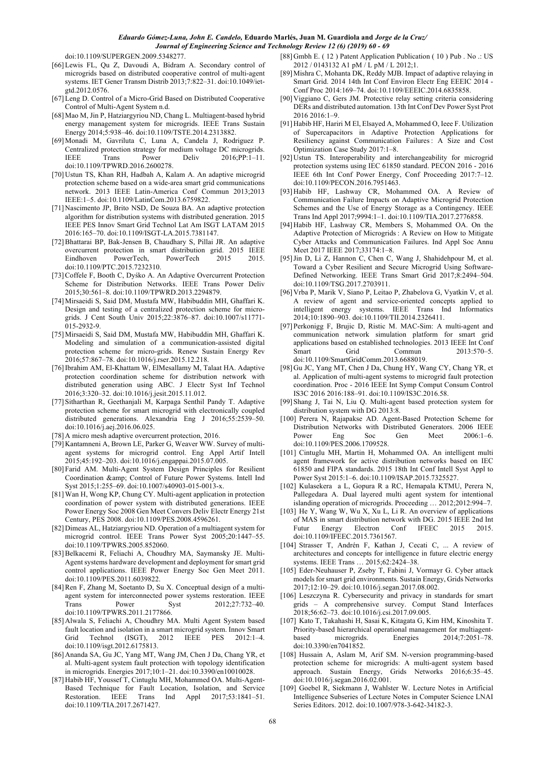doi:10.1109/SUPERGEN.2009.5348277.

[66] Lewis FL, Qu Z, Davoudi A, Bidram A. Secondary control of microgrids based on distributed cooperative control of multi-agent systems. IET Gener Transm Distrib 2013;7:822–31. doi:10.1049/iet-gtd.2012.0576.

[67] Leng D. Control of a Micro-Grid Based on Distributed Cooperative Control of Multi-Agent System n.d.

[68] Mao M, Jin P, Hatziargyriou ND, Chang L. Multiagent-based hybrid energy management system for microgrids. IEEE Trans Sustain Energy 2014;5:938–46. doi:10.1109/TSTE.2014.2313882.

[69] Monadi M, Gavriluta C, Luna A, Candela J, Rodriguez P. Centralized protection strategy for medium voltage DC microgrids. IEEE Trans Power Deliv 2016;PP:1–11. doi:10.1109/TPWRD.2016.2600278.

[70] Ustun TS, Khan RH, Hadbah A, Kalam A. An adaptive microgrid protection scheme based on a wide-area smart grid communications network. 2013 IEEE Latin-America Conf Commun 2013;2013 IEEE:1–5. doi:10.1109/LatinCom.2013.6759822.

[71] Nascimento JP, Brito NSD, De Souza BA. An adaptive protection algorithm for distribution systems with distributed generation. 2015 IEEE PES Innov Smart Grid Technol Lat Am ISGT LATAM 2015 2016:165–70. doi:10.1109/ISGT-LA.2015.7381147.

[72] Bhattarai BP, Bak-Jensen B, Chaudhary S, Pillai JR. An adaptive overcurrent protection in smart distribution grid. 2015 IEEE Eindhoven PowerTech, PowerTech 2015 2015. doi:10.1109/PTC.2015.7232310.

[73] Coffele F, Booth C, Dyśko A. An Adaptive Overcurrent Protection Scheme for Distribution Networks. IEEE Trans Power Deliv 2015;30:561–8. doi:10.1109/TPWRD.2013.2294879.

[74] Mirsaeidi S, Said DM, Mustafa MW, Habibuddin MH, Ghaffari K. Design and testing of a centralized protection scheme for micro-grids. J Cent South Univ 2015;22:3876–87. doi:10.1007/s11771-015-2932-9.

[75] Mirsaeidi S, Said DM, Mustafa MW, Habibuddin MH, Ghaffari K. Modeling and simulation of a communication-assisted digital protection scheme for micro-grids. Renew Sustain Energy Rev 2016;57:867–78. doi:10.1016/j.rser.2015.12.218.

[76] Ibrahim AM, El-Khattam W, ElMesallamy M, Talaat HA. Adaptive protection coordination scheme for distribution network with distributed generation using ABC. J Electr Syst Inf Technol 2016;3:320–32. doi:10.1016/j.jesit.2015.11.012.

[77] Sitharthan R, Geethanjali M, Karpaga Senthil Pandy T. Adaptive protection scheme for smart microgrid with electronically coupled distributed generations. Alexandria Eng J 2016;55:2539–50. doi:10.1016/j.aej.2016.06.025.

[78] A micro mesh adaptive overcurrent protection, 2016.

[79] Kantamneni A, Brown LE, Parker G, Weaver WW. Survey of multi-agent systems for microgrid control. Eng Appl Artif Intell 2015;45:192–203. doi:10.1016/j.engappai.2015.07.005.

[80] Farid AM. Multi-Agent System Design Principles for Resilient Coordination &amp; Control of Future Power Systems. Intell Ind Syst 2015;1:255–69. doi:10.1007/s40903-015-0013-x.

[81] Wan H, Wong KP, Chung CY. Multi-agent application in protection coordination of power system with distributed generations. IEEE Power Energy Soc 2008 Gen Meet Convers Deliv Electr Energy 21st Century, PES 2008. doi:10.1109/PES.2008.4596261.

[82] Dimeas AL, Hatziargyriou ND. Operation of a multiagent system for microgrid control. IEEE Trans Power Syst 2005;20:1447–55. doi:10.1109/TPWRS.2005.852060.

[83] Belkacemi R, Feliachi A, Choudhry MA, Saymansky JE. Multi-Agent systems hardware development and deployment for smart grid control applications. IEEE Power Energy Soc Gen Meet 2011. doi:10.1109/PES.2011.6039822.

[84] Ren F, Zhang M, Soetanto D, Su X. Conceptual design of a multi-agent system for interconnected power systems restoration. IEEE Trans Power Syst 2012;27:732–40. doi:10.1109/TPWRS.2011.2177866.

[85] Alwala S, Feliachi A, Choudhry MA. Multi Agent System based fault location and isolation in a smart microgrid system. Innov Smart Grid Technol (ISGT), 2012 IEEE PES 2012:1–4. doi:10.1109/isgt.2012.6175813.

[86] Ananda SA, Gu JC, Yang MT, Wang JM, Chen J Da, Chang YR, et al. Multi-agent system fault protection with topology identification in microgrids. Energies 2017;10:1–21. doi:10.3390/en10010028.

[87] Habib HF, Youssef T, Cintuglu MH, Mohammed OA. Multi-Agent-Based Technique for Fault Location, Isolation, and Service Restoration. IEEE Trans Ind Appl 2017;53:1841–51. doi:10.1109/TIA.2017.2671427.

[88] Gmbh E. ( 12 ) Patent Application Publication ( 10 ) Pub . No .: US 2012 / 0143132 A1 pM / L pM / L 2012;1.

[89] Mishra C, Mohanta DK, Reddy MJB. Impact of adaptive relaying in Smart Grid. 2014 14th Int Conf Environ Electr Eng EEEIC 2014 - Conf Proc 2014:169–74. doi:10.1109/EEEIC.2014.6835858.

[90] Viggiano C, Gers JM. Protective relay setting criteria considering DERs and distributed automation. 13th Int Conf Dev Power Syst Prot 2016 2016:1–9.

[91] Habib HF, Hariri M El, Elsayed A, Mohammed O, Ieee F. Utilization of Supercapacitors in Adaptive Protection Applications for Resiliency against Communication Failures : A Size and Cost Optimization Case Study 2017:1–8.

[92] Ustun TS. Interoperability and interchangeability for microgrid protection systems using IEC 61850 standard. PECON 2016 - 2016 IEEE 6th Int Conf Power Energy, Conf Proceeding 2017:7–12. doi:10.1109/PECON.2016.7951463.

[93] Habib HF, Lashway CR, Mohammed OA. A Review of Communication Failure Impacts on Adaptive Microgrid Protection Schemes and the Use of Energy Storage as a Contingency. IEEE Trans Ind Appl 2017;9994:1–1. doi:10.1109/TIA.2017.2776858.

[94] Habib HF, Lashway CR, Members S, Mohammed OA. On the Adaptive Protection of Microgrids : A Review on How to Mitigate Cyber Attacks and Communication Failures. Ind Appl Soc Annu Meet 2017 IEEE 2017;33174:1–8.

[95] Jin D, Li Z, Hannon C, Chen C, Wang J, Shahidehpour M, et al. Toward a Cyber Resilient and Secure Microgrid Using Software-Defined Networking. IEEE Trans Smart Grid 2017;8:2494–504. doi:10.1109/TSG.2017.2703911.

[96] Vrba P, Marik V, Siano P, Leitao P, Zhabelova G, Vyatkin V, et al. A review of agent and service-oriented concepts applied to intelligent energy systems. IEEE Trans Ind Informatics 2014;10:1890–903. doi:10.1109/TII.2014.2326411.

[97] Perkonigg F, Brujic D, Ristic M. MAC-Sim: A multi-agent and communication network simulation platform for smart grid applications based on established technologies. 2013 IEEE Int Conf Smart Grid Commun 2013:570–5. doi:10.1109/SmartGridComm.2013.6688019.

[98] Gu JC, Yang MT, Chen J Da, Chung HY, Wang CY, Chang YR, et al. Application of multi-agent systems to microgrid fault protection coordination. Proc - 2016 IEEE Int Symp Comput Consum Control IS3C 2016 2016:188–91. doi:10.1109/IS3C.2016.58.

[99] Shang J, Tai N, Liu Q. Multi-agent based protection system for distribution system with DG 2013:8.

[100] Perera N, Rajapakse AD. Agent-Based Protection Scheme for Distribution Networks with Distributed Generators. 2006 IEEE Power Eng Soc Gen Meet 2006:1–6. doi:10.1109/PES.2006.1709528.

[101] Cintuglu MH, Martin H, Mohammed OA. An intelligent multi agent framework for active distribution networks based on IEC 61850 and FIPA standards. 2015 18th Int Conf Intell Syst Appl to Power Syst 2015:1–6. doi:10.1109/ISAP.2015.7325527.

[102] Kulasekera a L, Gopura R a RC, Hemapala KTMU, Perera N, Pallegedara A. Dual layered multi agent system for intentional islanding operation of microgrids. Proceeding … 2012;2012:994–7.

[103] He Y, Wang W, Wu X, Xu L, Li R. An overview of applications of MAS in smart distribution network with DG. 2015 IEEE 2nd Int Futur Energy Electron Conf IFEEC 2015 2015. doi:10.1109/IFEEC.2015.7361567.

[104] Strasser T, Andrén F, Kathan J, Cecati C, ... A review of architectures and concepts for intelligence in future electric energy systems. IEEE Trans … 2015;62:2424–38.

[105] Eder-Neuhauser P, Zseby T, Fabini J, Vormayr G. Cyber attack models for smart grid environments. Sustain Energy, Grids Networks 2017;12:10–29. doi:10.1016/j.segan.2017.08.002.

[106] Leszczyna R. Cybersecurity and privacy in standards for smart grids – A comprehensive survey. Comput Stand Interfaces 2018;56:62–73. doi:10.1016/j.csi.2017.09.005.

[107] Kato T, Takahashi H, Sasai K, Kitagata G, Kim HM, Kinoshita T. Priority-based hierarchical operational management for multiagent-based microgrids. Energies 2014;7:2051–78. doi:10.3390/en7041852.

[108] Hussain A, Aslam M, Arif SM. N-version programming-based protection scheme for microgrids: A multi-agent system based approach. Sustain Energy, Grids Networks 2016;6:35–45. doi:10.1016/j.segan.2016.02.001.

[109] Goebel R, Siekmann J, Wahlster W. Lecture Notes in Artificial Intelligence Subseries of Lecture Notes in Computer Science LNAI Series Editors. 2012. doi:10.1007/978-3-642-34182-3.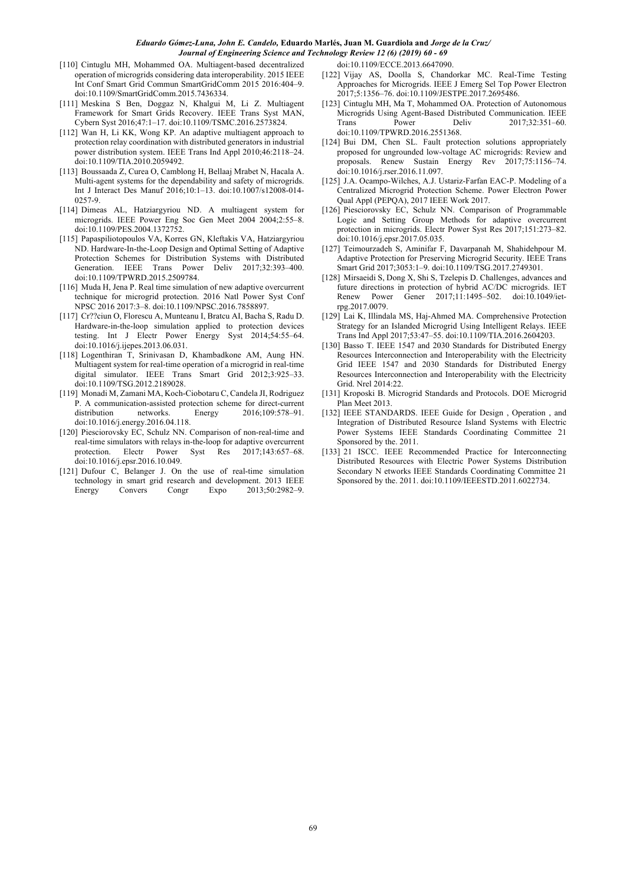[110] Cintuglu MH, Mohammed OA. Multiagent-based decentralized operation of microgrids considering data interoperability. 2015 IEEE Int Conf Smart Grid Commun SmartGridComm 2015 2016:404–9. doi:10.1109/SmartGridComm.2015.7436334.

[111] Meskina S Ben, Doggaz N, Khalgui M, Li Z. Multiagent Framework for Smart Grids Recovery. IEEE Trans Syst MAN, Cybern Syst 2016;47:1–17. doi:10.1109/TSMC.2016.2573824.

[112] Wan H, Li KK, Wong KP. An adaptive multiagent approach to protection relay coordination with distributed generators in industrial power distribution system. IEEE Trans Ind Appl 2010;46:2118–24. doi:10.1109/TIA.2010.2059492.

[113] Boussaada Z, Curea O, Camblong H, Bellaaj Mrabet N, Hacala A. Multi-agent systems for the dependability and safety of microgrids. Int J Interact Des Manuf 2016;10:1–13. doi:10.1007/s12008-014-0257-9.

[114] Dimeas AL, Hatziargyriou ND. A multiagent system for microgrids. IEEE Power Eng Soc Gen Meet 2004 2004;2:55–8. doi:10.1109/PES.2004.1372752.

[115] Papaspiliotopoulos VA, Korres GN, Kleftakis VA, Hatziargyriou ND. Hardware-In-the-Loop Design and Optimal Setting of Adaptive Protection Schemes for Distribution Systems with Distributed Generation. IEEE Trans Power Deliv 2017;32:393–400. doi:10.1109/TPWRD.2015.2509784.

[116] Muda H, Jena P. Real time simulation of new adaptive overcurrent technique for microgrid protection. 2016 Natl Power Syst Conf NPSC 2016 2017:3–8. doi:10.1109/NPSC.2016.7858897.

[117] Cr??ciun O, Florescu A, Munteanu I, Bratcu AI, Bacha S, Radu D. Hardware-in-the-loop simulation applied to protection devices testing. Int J Electr Power Energy Syst 2014;54:55–64. doi:10.1016/j.ijepes.2013.06.031.

[118] Logenthiran T, Srinivasan D, Khambadkone AM, Aung HN. Multiagent system for real-time operation of a microgrid in real-time digital simulator. IEEE Trans Smart Grid 2012;3:925–33. doi:10.1109/TSG.2012.2189028.

[119] Monadi M, Zamani MA, Koch-Ciobotaru C, Candela JI, Rodriguez P. A communication-assisted protection scheme for direct-current distribution networks. Energy 2016;109:578–91. doi:10.1016/j.energy.2016.04.118.

[120] Piesciorovsky EC, Schulz NN. Comparison of non-real-time and real-time simulators with relays in-the-loop for adaptive overcurrent protection. Electr Power Syst Res 2017;143:657–68. doi:10.1016/j.epsr.2016.10.049.

[121] Dufour C, Belanger J. On the use of real-time simulation technology in smart grid research and development. 2013 IEEE Energy Convers Congr Expo 2013;50:2982–9. doi:10.1109/ECCE.2013.6647090.

[122] Vijay AS, Doolla S, Chandorkar MC. Real-Time Testing Approaches for Microgrids. IEEE J Emerg Sel Top Power Electron 2017;5:1356–76. doi:10.1109/JESTPE.2017.2695486.

[123] Cintuglu MH, Ma T, Mohammed OA. Protection of Autonomous Microgrids Using Agent-Based Distributed Communication. IEEE Trans Power Deliv 2017;32:351–60. doi:10.1109/TPWRD.2016.2551368.

[124] Bui DM, Chen SL. Fault protection solutions appropriately proposed for ungrounded low-voltage AC microgrids: Review and proposals. Renew Sustain Energy Rev 2017;75:1156–74. doi:10.1016/j.rser.2016.11.097.

[125] J.A. Ocampo-Wilches, A.J. Ustariz-Farfan EAC-P. Modeling of a Centralized Microgrid Protection Scheme. Power Electron Power Qual Appl (PEPQA), 2017 IEEE Work 2017.

[126] Piesciorovsky EC, Schulz NN. Comparison of Programmable Logic and Setting Group Methods for adaptive overcurrent protection in microgrids. Electr Power Syst Res 2017;151:273–82. doi:10.1016/j.epsr.2017.05.035.

[127] Teimourzadeh S, Aminifar F, Davarpanah M, Shahidehpour M. Adaptive Protection for Preserving Microgrid Security. IEEE Trans Smart Grid 2017;3053:1–9. doi:10.1109/TSG.2017.2749301.

[128] Mirsaeidi S, Dong X, Shi S, Tzelepis D. Challenges, advances and future directions in protection of hybrid AC/DC microgrids. IET Renew Power Gener 2017;11:1495–502. doi:10.1049/iet-rpg.2017.0079.

[129] Lai K, Illindala MS, Haj-Ahmed MA. Comprehensive Protection Strategy for an Islanded Microgrid Using Intelligent Relays. IEEE Trans Ind Appl 2017;53:47–55. doi:10.1109/TIA.2016.2604203.

[130] Basso T. IEEE 1547 and 2030 Standards for Distributed Energy Resources Interconnection and Interoperability with the Electricity Grid IEEE 1547 and 2030 Standards for Distributed Energy Resources Interconnection and Interoperability with the Electricity Grid. Nrel 2014:22.

[131] Kroposki B. Microgrid Standards and Protocols. DOE Microgrid Plan Meet 2013.

[132] IEEE STANDARDS. IEEE Guide for Design , Operation , and Integration of Distributed Resource Island Systems with Electric Power Systems IEEE Standards Coordinating Committee 21 Sponsored by the. 2011.

[133] 21 ISCC. IEEE Recommended Practice for Interconnecting Distributed Resources with Electric Power Systems Distribution Secondary N etworks IEEE Standards Coordinating Committee 21 Sponsored by the. 2011. doi:10.1109/IEEESTD.2011.6022734.